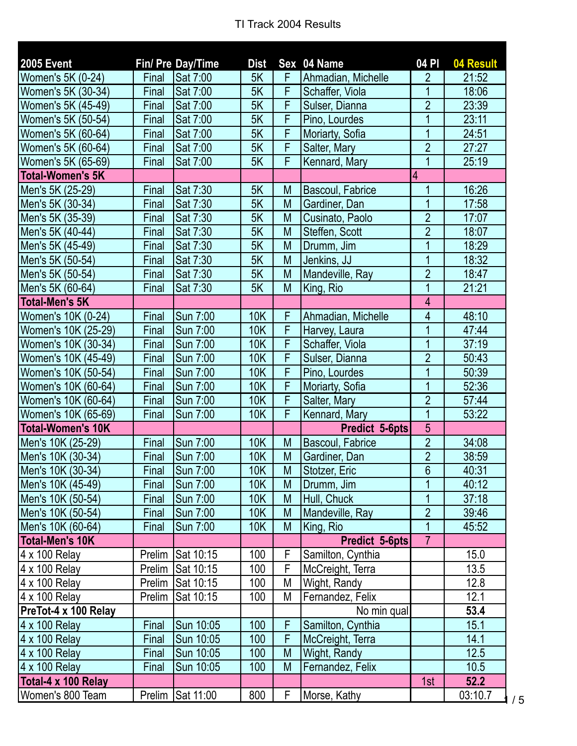TI Track 2004 Results

| 2005 Event | Fin/ Pre | Day/Time | Dist | Sex | 04 Name | 04 Pl | 04 Result |
|---|---|---|---|---|---|---|---|
| Women's 5K (0-24) | Final | Sat 7:00 | 5K | F | Ahmadian, Michelle | 2 | 21:52 |
| Women's 5K (30-34) | Final | Sat 7:00 | 5K | F | Schaffer, Viola | 1 | 18:06 |
| Women's 5K (45-49) | Final | Sat 7:00 | 5K | F | Sulser, Dianna | 2 | 23:39 |
| Women's 5K (50-54) | Final | Sat 7:00 | 5K | F | Pino, Lourdes | 1 | 23:11 |
| Women's 5K (60-64) | Final | Sat 7:00 | 5K | F | Moriarty, Sofia | 1 | 24:51 |
| Women's 5K (60-64) | Final | Sat 7:00 | 5K | F | Salter, Mary | 2 | 27:27 |
| Women's 5K (65-69) | Final | Sat 7:00 | 5K | F | Kennard, Mary | 1 | 25:19 |
| **Total-Women's 5K** | | | | | | 4 | |
| Men's 5K (25-29) | Final | Sat 7:30 | 5K | M | Bascoul, Fabrice | 1 | 16:26 |
| Men's 5K (30-34) | Final | Sat 7:30 | 5K | M | Gardiner, Dan | 1 | 17:58 |
| Men's 5K (35-39) | Final | Sat 7:30 | 5K | M | Cusinato, Paolo | 2 | 17:07 |
| Men's 5K (40-44) | Final | Sat 7:30 | 5K | M | Steffen, Scott | 2 | 18:07 |
| Men's 5K (45-49) | Final | Sat 7:30 | 5K | M | Drumm, Jim | 1 | 18:29 |
| Men's 5K (50-54) | Final | Sat 7:30 | 5K | M | Jenkins, JJ | 1 | 18:32 |
| Men's 5K (50-54) | Final | Sat 7:30 | 5K | M | Mandeville, Ray | 2 | 18:47 |
| Men's 5K (60-64) | Final | Sat 7:30 | 5K | M | King, Rio | 1 | 21:21 |
| **Total-Men's 5K** | | | | | | 4 | |
| Women's 10K (0-24) | Final | Sun 7:00 | 10K | F | Ahmadian, Michelle | 4 | 48:10 |
| Women's 10K (25-29) | Final | Sun 7:00 | 10K | F | Harvey, Laura | 1 | 47:44 |
| Women's 10K (30-34) | Final | Sun 7:00 | 10K | F | Schaffer, Viola | 1 | 37:19 |
| Women's 10K (45-49) | Final | Sun 7:00 | 10K | F | Sulser, Dianna | 2 | 50:43 |
| Women's 10K (50-54) | Final | Sun 7:00 | 10K | F | Pino, Lourdes | 1 | 50:39 |
| Women's 10K (60-64) | Final | Sun 7:00 | 10K | F | Moriarty, Sofia | 1 | 52:36 |
| Women's 10K (60-64) | Final | Sun 7:00 | 10K | F | Salter, Mary | 2 | 57:44 |
| Women's 10K (65-69) | Final | Sun 7:00 | 10K | F | Kennard, Mary | 1 | 53:22 |
| **Total-Women's 10K** | | | | | **Predict 5-6pts** | 5 | |
| Men's 10K (25-29) | Final | Sun 7:00 | 10K | M | Bascoul, Fabrice | 2 | 34:08 |
| Men's 10K (30-34) | Final | Sun 7:00 | 10K | M | Gardiner, Dan | 2 | 38:59 |
| Men's 10K (30-34) | Final | Sun 7:00 | 10K | M | Stotzer, Eric | 6 | 40:31 |
| Men's 10K (45-49) | Final | Sun 7:00 | 10K | M | Drumm, Jim | 1 | 40:12 |
| Men's 10K (50-54) | Final | Sun 7:00 | 10K | M | Hull, Chuck | 1 | 37:18 |
| Men's 10K (50-54) | Final | Sun 7:00 | 10K | M | Mandeville, Ray | 2 | 39:46 |
| Men's 10K (60-64) | Final | Sun 7:00 | 10K | M | King, Rio | 1 | 45:52 |
| **Total-Men's 10K** | | | | | **Predict 5-6pts** | 7 | |
| 4 x 100 Relay | Prelim | Sat 10:15 | 100 | F | Samilton, Cynthia | | 15.0 |
| 4 x 100 Relay | Prelim | Sat 10:15 | 100 | F | McCreight, Terra | | 13.5 |
| 4 x 100 Relay | Prelim | Sat 10:15 | 100 | M | Wight, Randy | | 12.8 |
| 4 x 100 Relay | Prelim | Sat 10:15 | 100 | M | Fernandez, Felix | | 12.1 |
| **PreTot-4 x 100 Relay** | | | | | No min qual | | **53.4** |
| 4 x 100 Relay | Final | Sun 10:05 | 100 | F | Samilton, Cynthia | | 15.1 |
| 4 x 100 Relay | Final | Sun 10:05 | 100 | F | McCreight, Terra | | 14.1 |
| 4 x 100 Relay | Final | Sun 10:05 | 100 | M | Wight, Randy | | 12.5 |
| 4 x 100 Relay | Final | Sun 10:05 | 100 | M | Fernandez, Felix | | 10.5 |
| **Total-4 x 100 Relay** | | | | | | 1st | **52.2** |
| Women's 800 Team | Prelim | Sat 11:00 | 800 | F | Morse, Kathy | | 03:10.7 |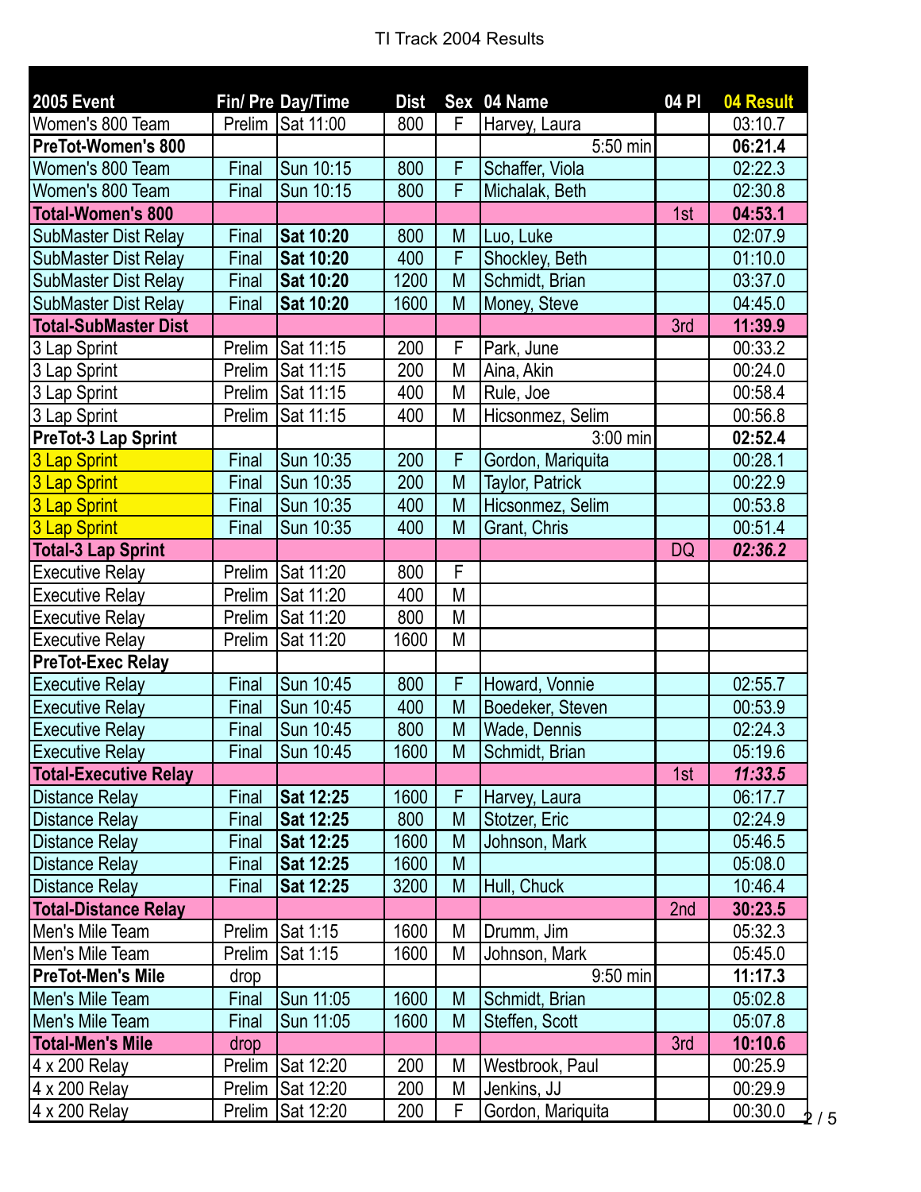TI Track 2004 Results

| 2005 Event | Fin/ Pre | Day/Time | Dist | Sex | 04 Name | 04 Pl | 04 Result |
|---|---|---|---|---|---|---|---|
| Women's 800 Team | Prelim | Sat 11:00 | 800 | F | Harvey, Laura | | 03:10.7 |
| **PreTot-Women's 800** | | | | | 5:50 min | | **06:21.4** |
| Women's 800 Team | Final | Sun 10:15 | 800 | F | Schaffer, Viola | | 02:22.3 |
| Women's 800 Team | Final | Sun 10:15 | 800 | F | Michalak, Beth | | 02:30.8 |
| **Total-Women's 800** | | | | | | 1st | **04:53.1** |
| SubMaster Dist Relay | Final | **Sat 10:20** | 800 | M | Luo, Luke | | 02:07.9 |
| SubMaster Dist Relay | Final | **Sat 10:20** | 400 | F | Shockley, Beth | | 01:10.0 |
| SubMaster Dist Relay | Final | **Sat 10:20** | 1200 | M | Schmidt, Brian | | 03:37.0 |
| SubMaster Dist Relay | Final | **Sat 10:20** | 1600 | M | Money, Steve | | 04:45.0 |
| **Total-SubMaster Dist** | | | | | | 3rd | **11:39.9** |
| 3 Lap Sprint | Prelim | Sat 11:15 | 200 | F | Park, June | | 00:33.2 |
| 3 Lap Sprint | Prelim | Sat 11:15 | 200 | M | Aina, Akin | | 00:24.0 |
| 3 Lap Sprint | Prelim | Sat 11:15 | 400 | M | Rule, Joe | | 00:58.4 |
| 3 Lap Sprint | Prelim | Sat 11:15 | 400 | M | Hicsonmez, Selim | | 00:56.8 |
| **PreTot-3 Lap Sprint** | | | | | 3:00 min | | **02:52.4** |
| 3 Lap Sprint | Final | Sun 10:35 | 200 | F | Gordon, Mariquita | | 00:28.1 |
| 3 Lap Sprint | Final | Sun 10:35 | 200 | M | Taylor, Patrick | | 00:22.9 |
| 3 Lap Sprint | Final | Sun 10:35 | 400 | M | Hicsonmez, Selim | | 00:53.8 |
| 3 Lap Sprint | Final | Sun 10:35 | 400 | M | Grant, Chris | | 00:51.4 |
| **Total-3 Lap Sprint** | | | | | | DQ | ***02:36.2*** |
| Executive Relay | Prelim | Sat 11:20 | 800 | F | | | |
| Executive Relay | Prelim | Sat 11:20 | 400 | M | | | |
| Executive Relay | Prelim | Sat 11:20 | 800 | M | | | |
| Executive Relay | Prelim | Sat 11:20 | 1600 | M | | | |
| **PreTot-Exec Relay** | | | | | | | |
| Executive Relay | Final | Sun 10:45 | 800 | F | Howard, Vonnie | | 02:55.7 |
| Executive Relay | Final | Sun 10:45 | 400 | M | Boedeker, Steven | | 00:53.9 |
| Executive Relay | Final | Sun 10:45 | 800 | M | Wade, Dennis | | 02:24.3 |
| Executive Relay | Final | Sun 10:45 | 1600 | M | Schmidt, Brian | | 05:19.6 |
| **Total-Executive Relay** | | | | | | 1st | ***11:33.5*** |
| Distance Relay | Final | **Sat 12:25** | 1600 | F | Harvey, Laura | | 06:17.7 |
| Distance Relay | Final | **Sat 12:25** | 800 | M | Stotzer, Eric | | 02:24.9 |
| Distance Relay | Final | **Sat 12:25** | 1600 | M | Johnson, Mark | | 05:46.5 |
| Distance Relay | Final | **Sat 12:25** | 1600 | M | | | 05:08.0 |
| Distance Relay | Final | **Sat 12:25** | 3200 | M | Hull, Chuck | | 10:46.4 |
| **Total-Distance Relay** | | | | | | 2nd | **30:23.5** |
| Men's Mile Team | Prelim | Sat 1:15 | 1600 | M | Drumm, Jim | | 05:32.3 |
| Men's Mile Team | Prelim | Sat 1:15 | 1600 | M | Johnson, Mark | | 05:45.0 |
| **PreTot-Men's Mile** | drop | | | | 9:50 min | | **11:17.3** |
| Men's Mile Team | Final | Sun 11:05 | 1600 | M | Schmidt, Brian | | 05:02.8 |
| Men's Mile Team | Final | Sun 11:05 | 1600 | M | Steffen, Scott | | 05:07.8 |
| **Total-Men's Mile** | drop | | | | | 3rd | **10:10.6** |
| 4 x 200 Relay | Prelim | Sat 12:20 | 200 | M | Westbrook, Paul | | 00:25.9 |
| 4 x 200 Relay | Prelim | Sat 12:20 | 200 | M | Jenkins, JJ | | 00:29.9 |
| 4 x 200 Relay | Prelim | Sat 12:20 | 200 | F | Gordon, Mariquita | | 00:30.0 |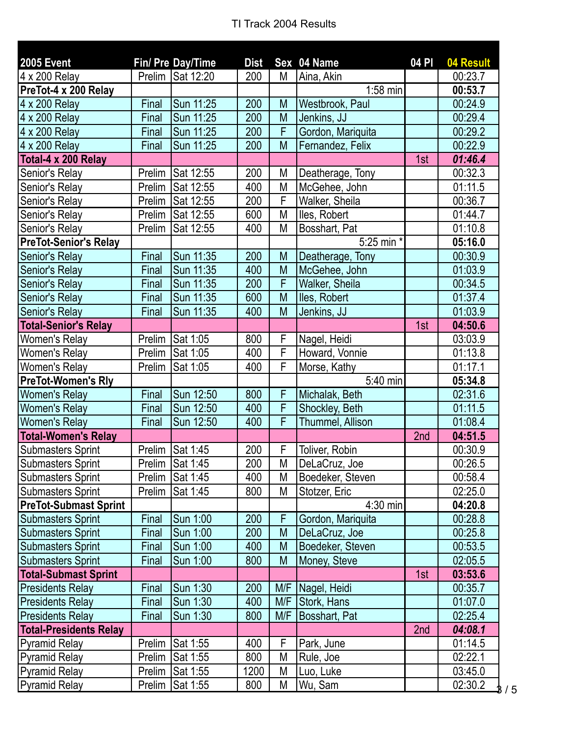TI Track 2004 Results

| 2005 Event | Fin/ Pre | Day/Time | Dist | Sex | 04 Name | 04 Pl | 04 Result |
|---|---|---|---|---|---|---|---|
| 4 x 200 Relay | Prelim | Sat 12:20 | 200 | M | Aina, Akin | | 00:23.7 |
| **PreTot-4 x 200 Relay** | | | | | 1:58 min | | **00:53.7** |
| 4 x 200 Relay | Final | Sun 11:25 | 200 | M | Westbrook, Paul | | 00:24.9 |
| 4 x 200 Relay | Final | Sun 11:25 | 200 | M | Jenkins, JJ | | 00:29.4 |
| 4 x 200 Relay | Final | Sun 11:25 | 200 | F | Gordon, Mariquita | | 00:29.2 |
| 4 x 200 Relay | Final | Sun 11:25 | 200 | M | Fernandez, Felix | | 00:22.9 |
| **Total-4 x 200 Relay** | | | | | | 1st | ***01:46.4*** |
| Senior's Relay | Prelim | Sat 12:55 | 200 | M | Deatherage, Tony | | 00:32.3 |
| Senior's Relay | Prelim | Sat 12:55 | 400 | M | McGehee, John | | 01:11.5 |
| Senior's Relay | Prelim | Sat 12:55 | 200 | F | Walker, Sheila | | 00:36.7 |
| Senior's Relay | Prelim | Sat 12:55 | 600 | M | Iles, Robert | | 01:44.7 |
| Senior's Relay | Prelim | Sat 12:55 | 400 | M | Bosshart, Pat | | 01:10.8 |
| **PreTot-Senior's Relay** | | | | | 5:25 min * | | **05:16.0** |
| Senior's Relay | Final | Sun 11:35 | 200 | M | Deatherage, Tony | | 00:30.9 |
| Senior's Relay | Final | Sun 11:35 | 400 | M | McGehee, John | | 01:03.9 |
| Senior's Relay | Final | Sun 11:35 | 200 | F | Walker, Sheila | | 00:34.5 |
| Senior's Relay | Final | Sun 11:35 | 600 | M | Iles, Robert | | 01:37.4 |
| Senior's Relay | Final | Sun 11:35 | 400 | M | Jenkins, JJ | | 01:03.9 |
| **Total-Senior's Relay** | | | | | | 1st | **04:50.6** |
| Women's Relay | Prelim | Sat 1:05 | 800 | F | Nagel, Heidi | | 03:03.9 |
| Women's Relay | Prelim | Sat 1:05 | 400 | F | Howard, Vonnie | | 01:13.8 |
| Women's Relay | Prelim | Sat 1:05 | 400 | F | Morse, Kathy | | 01:17.1 |
| **PreTot-Women's Rly** | | | | | 5:40 min | | **05:34.8** |
| Women's Relay | Final | Sun 12:50 | 800 | F | Michalak, Beth | | 02:31.6 |
| Women's Relay | Final | Sun 12:50 | 400 | F | Shockley, Beth | | 01:11.5 |
| Women's Relay | Final | Sun 12:50 | 400 | F | Thummel, Allison | | 01:08.4 |
| **Total-Women's Relay** | | | | | | 2nd | **04:51.5** |
| Submasters Sprint | Prelim | Sat 1:45 | 200 | F | Toliver, Robin | | 00:30.9 |
| Submasters Sprint | Prelim | Sat 1:45 | 200 | M | DeLaCruz, Joe | | 00:26.5 |
| Submasters Sprint | Prelim | Sat 1:45 | 400 | M | Boedeker, Steven | | 00:58.4 |
| Submasters Sprint | Prelim | Sat 1:45 | 800 | M | Stotzer, Eric | | 02:25.0 |
| **PreTot-Submast Sprint** | | | | | 4:30 min | | **04:20.8** |
| Submasters Sprint | Final | Sun 1:00 | 200 | F | Gordon, Mariquita | | 00:28.8 |
| Submasters Sprint | Final | Sun 1:00 | 200 | M | DeLaCruz, Joe | | 00:25.8 |
| Submasters Sprint | Final | Sun 1:00 | 400 | M | Boedeker, Steven | | 00:53.5 |
| Submasters Sprint | Final | Sun 1:00 | 800 | M | Money, Steve | | 02:05.5 |
| **Total-Submast Sprint** | | | | | | 1st | **03:53.6** |
| Presidents Relay | Final | Sun 1:30 | 200 | M/F | Nagel, Heidi | | 00:35.7 |
| Presidents Relay | Final | Sun 1:30 | 400 | M/F | Stork, Hans | | 01:07.0 |
| Presidents Relay | Final | Sun 1:30 | 800 | M/F | Bosshart, Pat | | 02:25.4 |
| **Total-Presidents Relay** | | | | | | 2nd | ***04:08.1*** |
| Pyramid Relay | Prelim | Sat 1:55 | 400 | F | Park, June | | 01:14.5 |
| Pyramid Relay | Prelim | Sat 1:55 | 800 | M | Rule, Joe | | 02:22.1 |
| Pyramid Relay | Prelim | Sat 1:55 | 1200 | M | Luo, Luke | | 03:45.0 |
| Pyramid Relay | Prelim | Sat 1:55 | 800 | M | Wu, Sam | | 02:30.2 |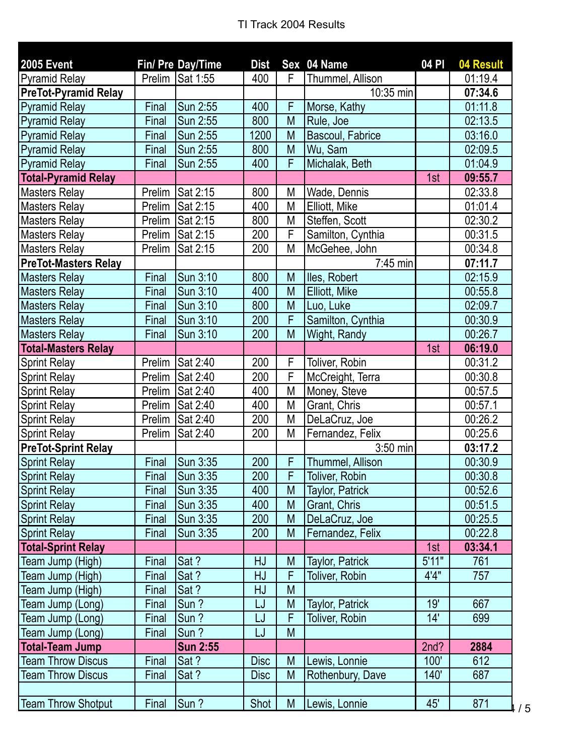TI Track 2004 Results

| 2005 Event | Fin/ Pre | Day/Time | Dist | Sex | 04 Name | 04 Pl | 04 Result |
|---|---|---|---|---|---|---|---|
| Pyramid Relay | Prelim | Sat 1:55 | 400 | F | Thummel, Allison | | 01:19.4 |
| **PreTot-Pyramid Relay** | | | | | 10:35 min | | **07:34.6** |
| Pyramid Relay | Final | Sun 2:55 | 400 | F | Morse, Kathy | | 01:11.8 |
| Pyramid Relay | Final | Sun 2:55 | 800 | M | Rule, Joe | | 02:13.5 |
| Pyramid Relay | Final | Sun 2:55 | 1200 | M | Bascoul, Fabrice | | 03:16.0 |
| Pyramid Relay | Final | Sun 2:55 | 800 | M | Wu, Sam | | 02:09.5 |
| Pyramid Relay | Final | Sun 2:55 | 400 | F | Michalak, Beth | | 01:04.9 |
| **Total-Pyramid Relay** | | | | | | 1st | **09:55.7** |
| Masters Relay | Prelim | Sat 2:15 | 800 | M | Wade, Dennis | | 02:33.8 |
| Masters Relay | Prelim | Sat 2:15 | 400 | M | Elliott, Mike | | 01:01.4 |
| Masters Relay | Prelim | Sat 2:15 | 800 | M | Steffen, Scott | | 02:30.2 |
| Masters Relay | Prelim | Sat 2:15 | 200 | F | Samilton, Cynthia | | 00:31.5 |
| Masters Relay | Prelim | Sat 2:15 | 200 | M | McGehee, John | | 00:34.8 |
| **PreTot-Masters Relay** | | | | | 7:45 min | | **07:11.7** |
| Masters Relay | Final | Sun 3:10 | 800 | M | Iles, Robert | | 02:15.9 |
| Masters Relay | Final | Sun 3:10 | 400 | M | Elliott, Mike | | 00:55.8 |
| Masters Relay | Final | Sun 3:10 | 800 | M | Luo, Luke | | 02:09.7 |
| Masters Relay | Final | Sun 3:10 | 200 | F | Samilton, Cynthia | | 00:30.9 |
| Masters Relay | Final | Sun 3:10 | 200 | M | Wight, Randy | | 00:26.7 |
| **Total-Masters Relay** | | | | | | 1st | **06:19.0** |
| Sprint Relay | Prelim | Sat 2:40 | 200 | F | Toliver, Robin | | 00:31.2 |
| Sprint Relay | Prelim | Sat 2:40 | 200 | F | McCreight, Terra | | 00:30.8 |
| Sprint Relay | Prelim | Sat 2:40 | 400 | M | Money, Steve | | 00:57.5 |
| Sprint Relay | Prelim | Sat 2:40 | 400 | M | Grant, Chris | | 00:57.1 |
| Sprint Relay | Prelim | Sat 2:40 | 200 | M | DeLaCruz, Joe | | 00:26.2 |
| Sprint Relay | Prelim | Sat 2:40 | 200 | M | Fernandez, Felix | | 00:25.6 |
| **PreTot-Sprint Relay** | | | | | 3:50 min | | **03:17.2** |
| Sprint Relay | Final | Sun 3:35 | 200 | F | Thummel, Allison | | 00:30.9 |
| Sprint Relay | Final | Sun 3:35 | 200 | F | Toliver, Robin | | 00:30.8 |
| Sprint Relay | Final | Sun 3:35 | 400 | M | Taylor, Patrick | | 00:52.6 |
| Sprint Relay | Final | Sun 3:35 | 400 | M | Grant, Chris | | 00:51.5 |
| Sprint Relay | Final | Sun 3:35 | 200 | M | DeLaCruz, Joe | | 00:25.5 |
| Sprint Relay | Final | Sun 3:35 | 200 | M | Fernandez, Felix | | 00:22.8 |
| **Total-Sprint Relay** | | | | | | 1st | **03:34.1** |
| Team Jump (High) | Final | Sat ? | HJ | M | Taylor, Patrick | 5'11" | 761 |
| Team Jump (High) | Final | Sat ? | HJ | F | Toliver, Robin | 4'4" | 757 |
| Team Jump (High) | Final | Sat ? | HJ | M | | | |
| Team Jump (Long) | Final | Sun ? | LJ | M | Taylor, Patrick | 19' | 667 |
| Team Jump (Long) | Final | Sun ? | LJ | F | Toliver, Robin | 14' | 699 |
| Team Jump (Long) | Final | Sun ? | LJ | M | | | |
| **Total-Team Jump** | | **Sun 2:55** | | | | 2nd? | **2884** |
| Team Throw Discus | Final | Sat ? | Disc | M | Lewis, Lonnie | 100' | 612 |
| Team Throw Discus | Final | Sat ? | Disc | M | Rothenbury, Dave | 140' | 687 |
| | | | | | | | |
| Team Throw Shotput | Final | Sun ? | Shot | M | Lewis, Lonnie | 45' | 871 |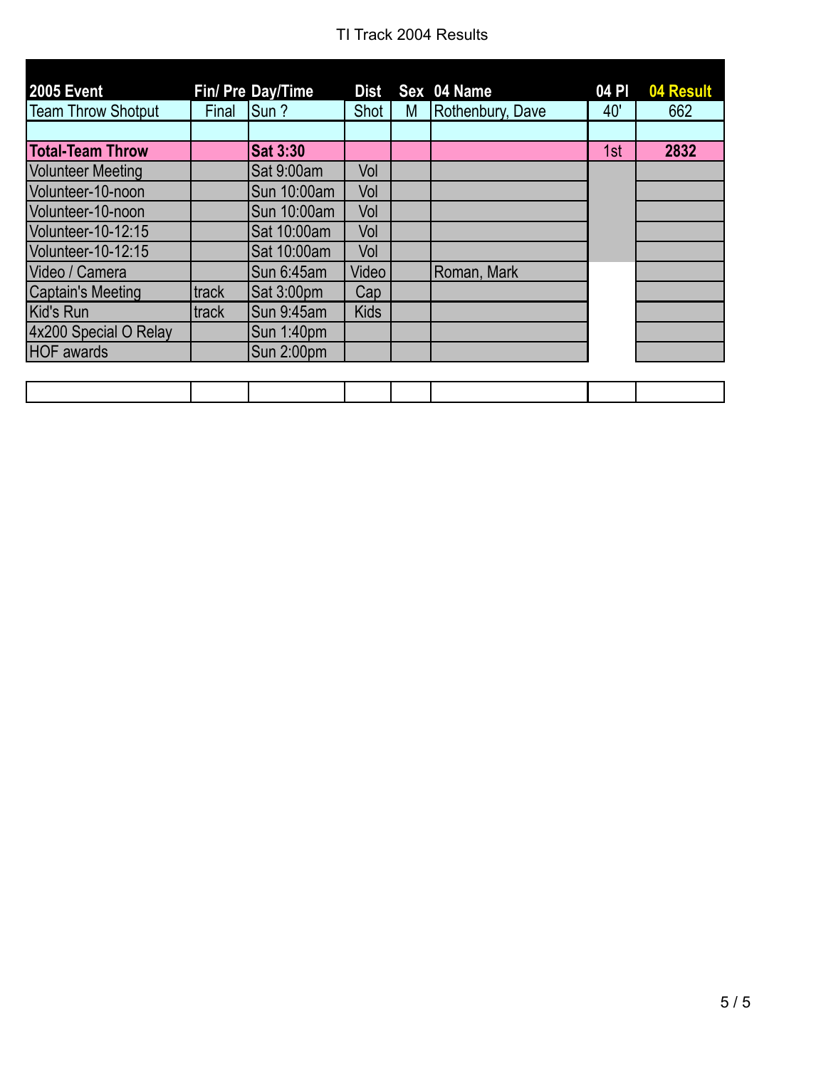TI Track 2004 Results

| 2005 Event | Fin/ Pre | Day/Time | Dist | Sex | 04 Name | 04 Pl | 04 Result |
|---|---|---|---|---|---|---|---|
| Team Throw Shotput | Final | Sun ? | Shot | M | Rothenbury, Dave | 40' | 662 |
| | | | | | | | |
| **Total-Team Throw** | | **Sat 3:30** | | | | 1st | **2832** |
| Volunteer Meeting | | Sat 9:00am | Vol | | | | |
| Volunteer-10-noon | | Sun 10:00am | Vol | | | | |
| Volunteer-10-noon | | Sun 10:00am | Vol | | | | |
| Volunteer-10-12:15 | | Sat 10:00am | Vol | | | | |
| Volunteer-10-12:15 | | Sat 10:00am | Vol | | | | |
| Video / Camera | | Sun 6:45am | Video | | Roman, Mark | | |
| Captain's Meeting | track | Sat 3:00pm | Cap | | | | |
| Kid's Run | track | Sun 9:45am | Kids | | | | |
| 4x200 Special O Relay | | Sun 1:40pm | | | | | |
| HOF awards | | Sun 2:00pm | | | | | |
| | | | | | | | |